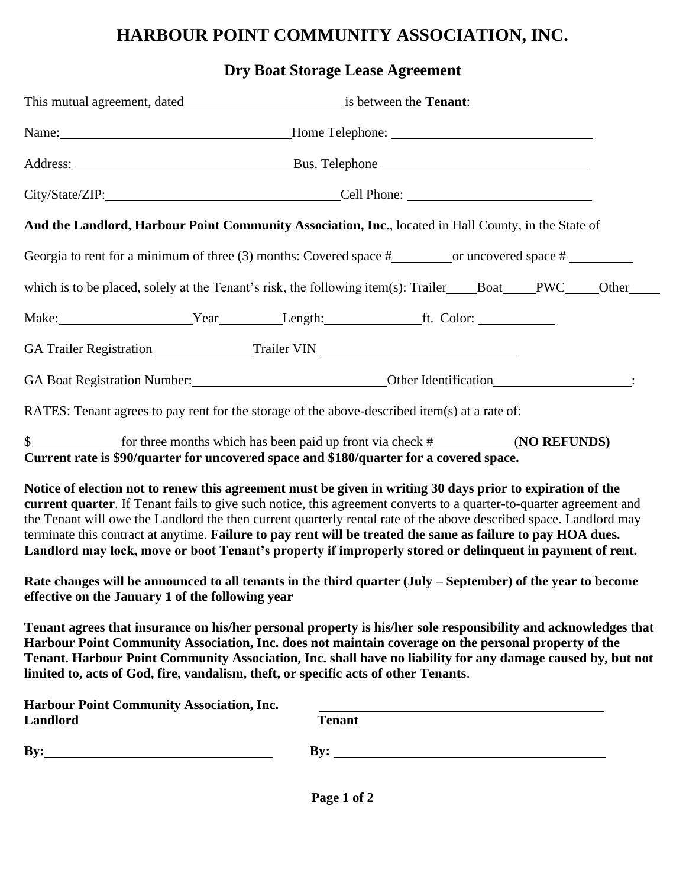# HARBOUR POINT COMMUNITY ASSOCIATION, INC.

## Dry Boat Storage Lease Agreement

This mutual agreement, dated ________________________ is between the **Tenant**:

Name: __________________________________ Home Telephone: ______________________________

Address: _______________________________ Bus. Telephone ______________________________

City/State/ZIP: __________________________________ Cell Phone: ___________________________

**And the Landlord, Harbour Point Community Association, Inc**., located in Hall County, in the State of Georgia to rent for a minimum of three (3) months: Covered space # _________ or uncovered space # _________ which is to be placed, solely at the Tenant's risk, the following item(s): Trailer____ Boat_____ PWC_____ Other____

Make: ___________________ Year _________ Length: ______________ ft. Color: ___________

GA Trailer Registration _______________ Trailer VIN _____________________________

GA Boat Registration Number: ____________________________ Other Identification ____________________:

RATES: Tenant agrees to pay rent for the storage of the above-described item(s) at a rate of:

$ _____________ for three months which has been paid up front via check # ____________ (**NO REFUNDS)**
**Current rate is $90/quarter for uncovered space and $180/quarter for a covered space.**

**Notice of election not to renew this agreement must be given in writing 30 days prior to expiration of the current quarter**. If Tenant fails to give such notice, this agreement converts to a quarter-to-quarter agreement and the Tenant will owe the Landlord the then current quarterly rental rate of the above described space. Landlord may terminate this contract at anytime. **Failure to pay rent will be treated the same as failure to pay HOA dues. Landlord may lock, move or boot Tenant's property if improperly stored or delinquent in payment of rent.**

**Rate changes will be announced to all tenants in the third quarter (July – September) of the year to become effective on the January 1 of the following year**

**Tenant agrees that insurance on his/her personal property is his/her sole responsibility and acknowledges that Harbour Point Community Association, Inc. does not maintain coverage on the personal property of the Tenant. Harbour Point Community Association, Inc. shall have no liability for any damage caused by, but not limited to, acts of God, fire, vandalism, theft, or specific acts of other Tenants**.

**Harbour Point Community Association, Inc.**
**Landlord**

**By:** ________________________________

________________________________________
**Tenant**

**By:** ________________________________________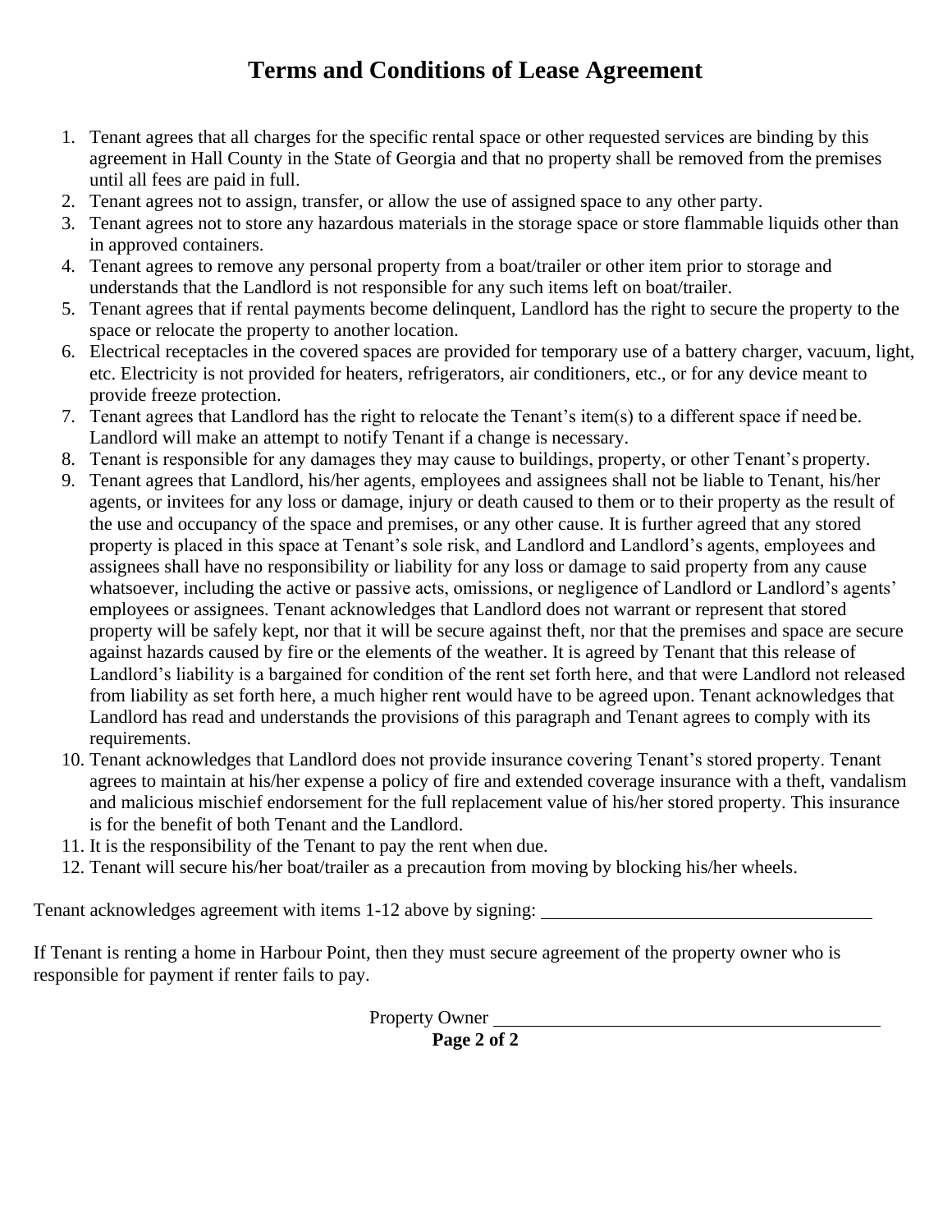# Terms and Conditions of Lease Agreement

1. Tenant agrees that all charges for the specific rental space or other requested services are binding by this agreement in Hall County in the State of Georgia and that no property shall be removed from the premises until all fees are paid in full.
2. Tenant agrees not to assign, transfer, or allow the use of assigned space to any other party.
3. Tenant agrees not to store any hazardous materials in the storage space or store flammable liquids other than in approved containers.
4. Tenant agrees to remove any personal property from a boat/trailer or other item prior to storage and understands that the Landlord is not responsible for any such items left on boat/trailer.
5. Tenant agrees that if rental payments become delinquent, Landlord has the right to secure the property to the space or relocate the property to another location.
6. Electrical receptacles in the covered spaces are provided for temporary use of a battery charger, vacuum, light, etc. Electricity is not provided for heaters, refrigerators, air conditioners, etc., or for any device meant to provide freeze protection.
7. Tenant agrees that Landlord has the right to relocate the Tenant's item(s) to a different space if need be. Landlord will make an attempt to notify Tenant if a change is necessary.
8. Tenant is responsible for any damages they may cause to buildings, property, or other Tenant's property.
9. Tenant agrees that Landlord, his/her agents, employees and assignees shall not be liable to Tenant, his/her agents, or invitees for any loss or damage, injury or death caused to them or to their property as the result of the use and occupancy of the space and premises, or any other cause. It is further agreed that any stored property is placed in this space at Tenant's sole risk, and Landlord and Landlord's agents, employees and assignees shall have no responsibility or liability for any loss or damage to said property from any cause whatsoever, including the active or passive acts, omissions, or negligence of Landlord or Landlord's agents' employees or assignees. Tenant acknowledges that Landlord does not warrant or represent that stored property will be safely kept, nor that it will be secure against theft, nor that the premises and space are secure against hazards caused by fire or the elements of the weather. It is agreed by Tenant that this release of Landlord's liability is a bargained for condition of the rent set forth here, and that were Landlord not released from liability as set forth here, a much higher rent would have to be agreed upon. Tenant acknowledges that Landlord has read and understands the provisions of this paragraph and Tenant agrees to comply with its requirements.
10. Tenant acknowledges that Landlord does not provide insurance covering Tenant's stored property. Tenant agrees to maintain at his/her expense a policy of fire and extended coverage insurance with a theft, vandalism and malicious mischief endorsement for the full replacement value of his/her stored property. This insurance is for the benefit of both Tenant and the Landlord.
11. It is the responsibility of the Tenant to pay the rent when due.
12. Tenant will secure his/her boat/trailer as a precaution from moving by blocking his/her wheels.

Tenant acknowledges agreement with items 1-12 above by signing: ____________________________________

If Tenant is renting a home in Harbour Point, then they must secure agreement of the property owner who is responsible for payment if renter fails to pay.

Property Owner ____________________________________________